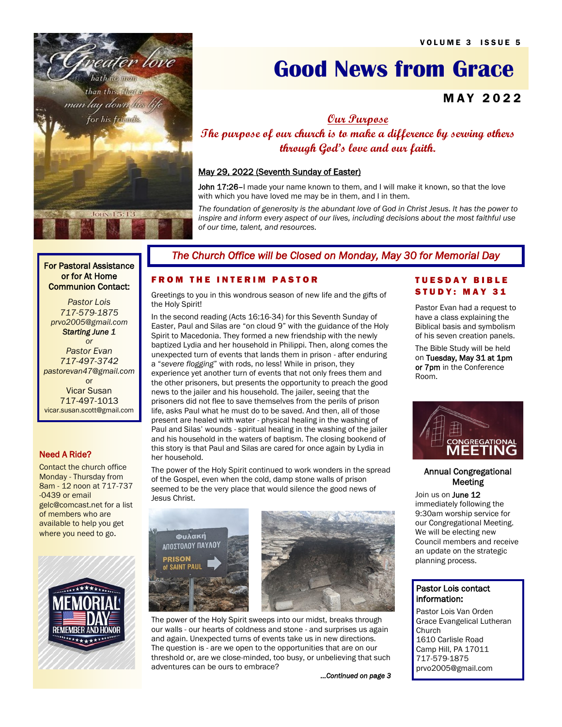VOLUME 3 ISSUE 5

# Good News from Grace

**MAY 2022**

***Our Purpose***

***The purpose of our church is to make a difference by serving others through God's love and our faith.***

May 29, 2022 (Seventh Sunday of Easter)

John 17:26–I made your name known to them, and I will make it known, so that the love with which you have loved me may be in them, and I in them.

*The foundation of generosity is the abundant love of God in Christ Jesus. It has the power to inspire and inform every aspect of our lives, including decisions about the most faithful use of our time, talent, and resources.*

*The Church Office will be Closed on Monday, May 30 for Memorial Day*

**For Pastoral Assistance or for At Home Communion Contact:**

*Pastor Lois*
*717-579-1875*
*prvo2005@gmail.com*
***Starting June 1***
*or*
*Pastor Evan*
*717-497-3742*
*pastorevan47@gmail.com*
or
Vicar Susan
717-497-1013
vicar.susan.scott@gmail.com

**Need A Ride?**

Contact the church office Monday - Thursday from 8am - 12 noon at 717-737-0439 or email gelc@comcast.net for a list of members who are available to help you get where you need to go.

## FROM THE INTERIM PASTOR

Greetings to you in this wondrous season of new life and the gifts of the Holy Spirit!

In the second reading (Acts 16:16-34) for this Seventh Sunday of Easter, Paul and Silas are "on cloud 9" with the guidance of the Holy Spirit to Macedonia. They formed a new friendship with the newly baptized Lydia and her household in Philippi. Then, along comes the unexpected turn of events that lands them in prison - after enduring a "*severe flogging*" with rods, no less! While in prison, they experience yet another turn of events that not only frees them and the other prisoners, but presents the opportunity to preach the good news to the jailer and his household. The jailer, seeing that the prisoners did not flee to save themselves from the perils of prison life, asks Paul what he must do to be saved. And then, all of those present are healed with water - physical healing in the washing of Paul and Silas' wounds - spiritual healing in the washing of the jailer and his household in the waters of baptism. The closing bookend of this story is that Paul and Silas are cared for once again by Lydia in her household.

The power of the Holy Spirit continued to work wonders in the spread of the Gospel, even when the cold, damp stone walls of prison seemed to be the very place that would silence the good news of Jesus Christ.

The power of the Holy Spirit sweeps into our midst, breaks through our walls - our hearts of coldness and stone - and surprises us again and again. Unexpected turns of events take us in new directions. The question is - are we open to the opportunities that are on our threshold or, are we close-minded, too busy, or unbelieving that such adventures can be ours to embrace?

*...Continued on page 3*

## TUESDAY BIBLE STUDY: MAY 31

Pastor Evan had a request to have a class explaining the Biblical basis and symbolism of his seven creation panels.

The Bible Study will be held on **Tuesday, May 31 at 1pm or 7pm** in the Conference Room.

**Annual Congregational Meeting**

Join us on **June 12** immediately following the 9:30am worship service for our Congregational Meeting. We will be electing new Council members and receive an update on the strategic planning process.

**Pastor Lois contact information:**

Pastor Lois Van Orden
Grace Evangelical Lutheran Church
1610 Carlisle Road
Camp Hill, PA 17011
717-579-1875
prvo2005@gmail.com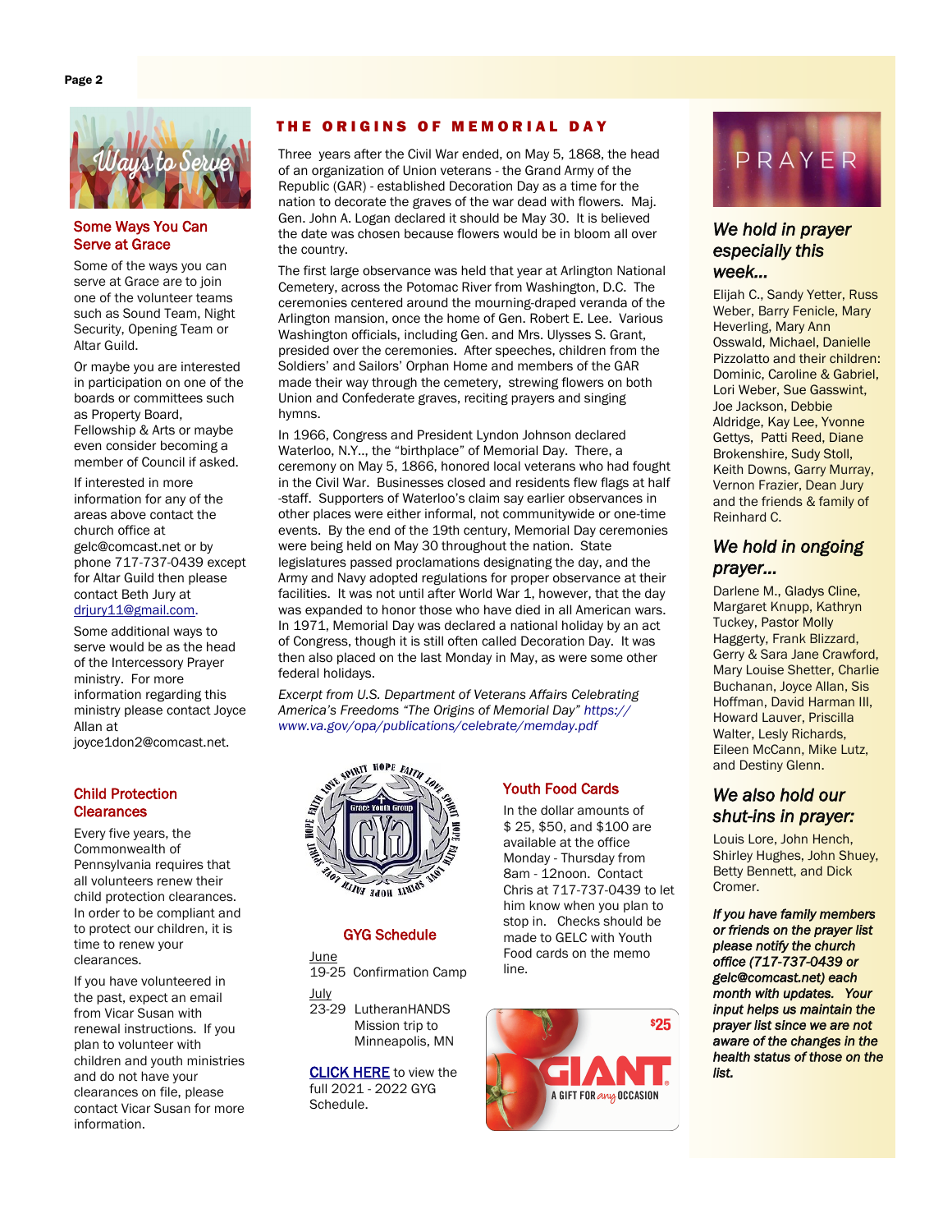## Some Ways You Can Serve at Grace

Some of the ways you can serve at Grace are to join one of the volunteer teams such as Sound Team, Night Security, Opening Team or Altar Guild.

Or maybe you are interested in participation on one of the boards or committees such as Property Board, Fellowship & Arts or maybe even consider becoming a member of Council if asked.

If interested in more information for any of the areas above contact the church office at gelc@comcast.net or by phone 717-737-0439 except for Altar Guild then please contact Beth Jury at drjury11@gmail.com.

Some additional ways to serve would be as the head of the Intercessory Prayer ministry. For more information regarding this ministry please contact Joyce Allan at joyce1don2@comcast.net.

## Child Protection Clearances

Every five years, the Commonwealth of Pennsylvania requires that all volunteers renew their child protection clearances. In order to be compliant and to protect our children, it is time to renew your clearances.

If you have volunteered in the past, expect an email from Vicar Susan with renewal instructions. If you plan to volunteer with children and youth ministries and do not have your clearances on file, please contact Vicar Susan for more information.

## THE ORIGINS OF MEMORIAL DAY

Three years after the Civil War ended, on May 5, 1868, the head of an organization of Union veterans - the Grand Army of the Republic (GAR) - established Decoration Day as a time for the nation to decorate the graves of the war dead with flowers. Maj. Gen. John A. Logan declared it should be May 30. It is believed the date was chosen because flowers would be in bloom all over the country.

The first large observance was held that year at Arlington National Cemetery, across the Potomac River from Washington, D.C. The ceremonies centered around the mourning-draped veranda of the Arlington mansion, once the home of Gen. Robert E. Lee. Various Washington officials, including Gen. and Mrs. Ulysses S. Grant, presided over the ceremonies. After speeches, children from the Soldiers' and Sailors' Orphan Home and members of the GAR made their way through the cemetery, strewing flowers on both Union and Confederate graves, reciting prayers and singing hymns.

In 1966, Congress and President Lyndon Johnson declared Waterloo, N.Y.., the "birthplace" of Memorial Day. There, a ceremony on May 5, 1866, honored local veterans who had fought in the Civil War. Businesses closed and residents flew flags at half-staff. Supporters of Waterloo's claim say earlier observances in other places were either informal, not communitywide or one-time events. By the end of the 19th century, Memorial Day ceremonies were being held on May 30 throughout the nation. State legislatures passed proclamations designating the day, and the Army and Navy adopted regulations for proper observance at their facilities. It was not until after World War 1, however, that the day was expanded to honor those who have died in all American wars. In 1971, Memorial Day was declared a national holiday by an act of Congress, though it is still often called Decoration Day. It was then also placed on the last Monday in May, as were some other federal holidays.

*Excerpt from U.S. Department of Veterans Affairs Celebrating America's Freedoms "The Origins of Memorial Day" https://www.va.gov/opa/publications/celebrate/memday.pdf*

## GYG Schedule

June
19-25 Confirmation Camp

July
23-29 LutheranHANDS Mission trip to Minneapolis, MN

CLICK HERE to view the full 2021 - 2022 GYG Schedule.

## Youth Food Cards

In the dollar amounts of $ 25, $50, and $100 are available at the office Monday - Thursday from 8am - 12noon. Contact Chris at 717-737-0439 to let him know when you plan to stop in. Checks should be made to GELC with Youth Food cards on the memo line.

## PRAYER

### *We hold in prayer especially this week...*

Elijah C., Sandy Yetter, Russ Weber, Barry Fenicle, Mary Heverling, Mary Ann Osswald, Michael, Danielle Pizzolatto and their children: Dominic, Caroline & Gabriel, Lori Weber, Sue Gasswint, Joe Jackson, Debbie Aldridge, Kay Lee, Yvonne Gettys, Patti Reed, Diane Brokenshire, Sudy Stoll, Keith Downs, Garry Murray, Vernon Frazier, Dean Jury and the friends & family of Reinhard C.

### *We hold in ongoing prayer...*

Darlene M., Gladys Cline, Margaret Knupp, Kathryn Tuckey, Pastor Molly Haggerty, Frank Blizzard, Gerry & Sara Jane Crawford, Mary Louise Shetter, Charlie Buchanan, Joyce Allan, Sis Hoffman, David Harman III, Howard Lauver, Priscilla Walter, Lesly Richards, Eileen McCann, Mike Lutz, and Destiny Glenn.

### *We also hold our shut-ins in prayer:*

Louis Lore, John Hench, Shirley Hughes, John Shuey, Betty Bennett, and Dick Cromer.

***If you have family members or friends on the prayer list please notify the church office (717-737-0439 or gelc@comcast.net) each month with updates. Your input helps us maintain the prayer list since we are not aware of the changes in the health status of those on the list.***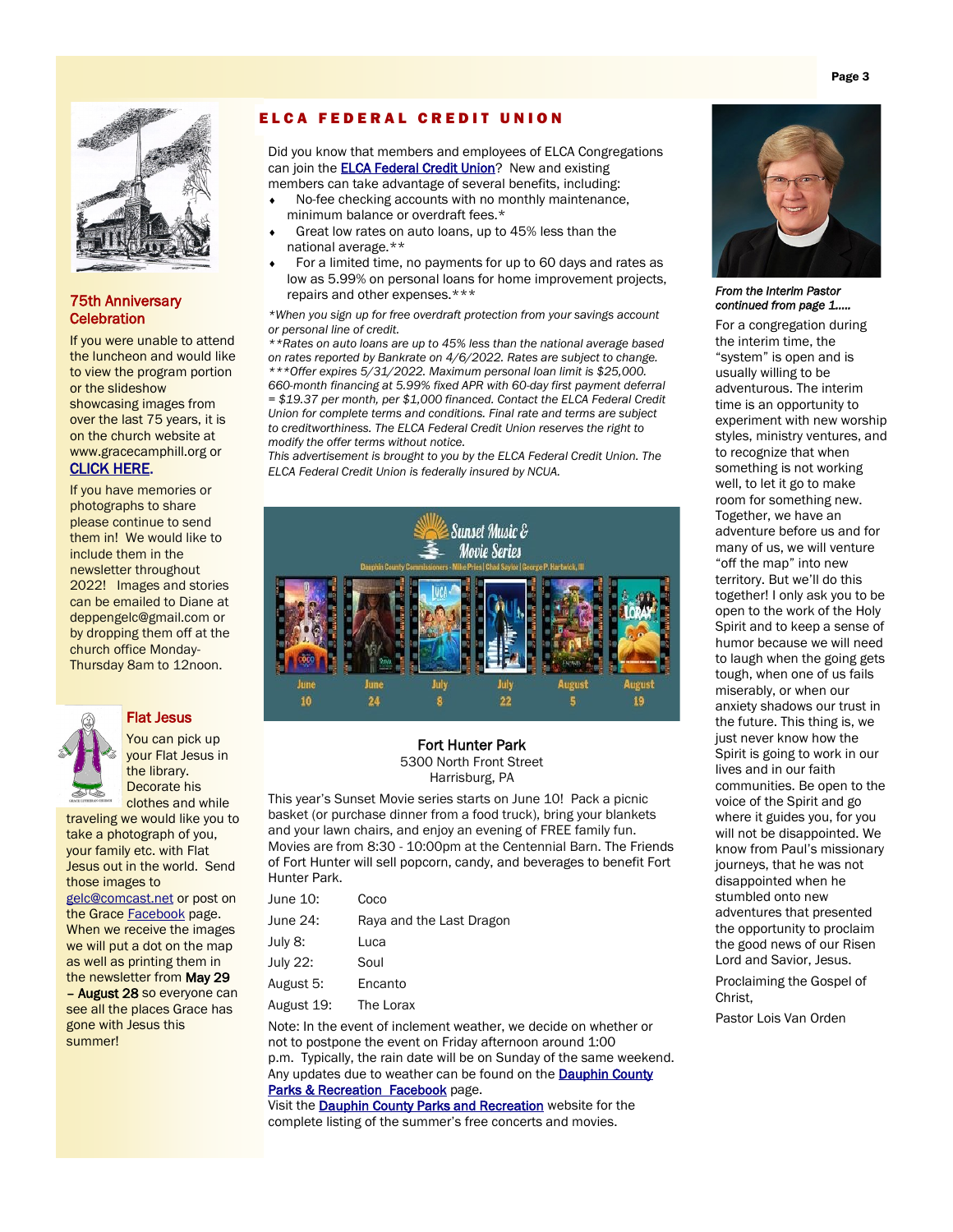## ELCA FEDERAL CREDIT UNION

Did you know that members and employees of ELCA Congregations can join the ELCA Federal Credit Union? New and existing members can take advantage of several benefits, including:

- No-fee checking accounts with no monthly maintenance, minimum balance or overdraft fees.*
- Great low rates on auto loans, up to 45% less than the national average.**
- For a limited time, no payments for up to 60 days and rates as low as 5.99% on personal loans for home improvement projects, repairs and other expenses.***

*\*When you sign up for free overdraft protection from your savings account or personal line of credit.*
*\*\*Rates on auto loans are up to 45% less than the national average based on rates reported by Bankrate on 4/6/2022. Rates are subject to change.*
*\*\*\*Offer expires 5/31/2022. Maximum personal loan limit is $25,000. 660-month financing at 5.99% fixed APR with 60-day first payment deferral = $19.37 per month, per $1,000 financed. Contact the ELCA Federal Credit Union for complete terms and conditions. Final rate and terms are subject to creditworthiness. The ELCA Federal Credit Union reserves the right to modify the offer terms without notice.*
*This advertisement is brought to you by the ELCA Federal Credit Union. The ELCA Federal Credit Union is federally insured by NCUA.*

Sunset Music & Movie Series
Dauphin County Commissioners - Mike Pries | Chad Saylor | George P. Hartwick, III

June 10 | June 24 | July 8 | July 22 | August 5 | August 19

**Fort Hunter Park**
5300 North Front Street
Harrisburg, PA

This year's Sunset Movie series starts on June 10! Pack a picnic basket (or purchase dinner from a food truck), bring your blankets and your lawn chairs, and enjoy an evening of FREE family fun. Movies are from 8:30 - 10:00pm at the Centennial Barn. The Friends of Fort Hunter will sell popcorn, candy, and beverages to benefit Fort Hunter Park.

| | |
|---|---|
| June 10: | Coco |
| June 24: | Raya and the Last Dragon |
| July 8: | Luca |
| July 22: | Soul |
| August 5: | Encanto |
| August 19: | The Lorax |

Note: In the event of inclement weather, we decide on whether or not to postpone the event on Friday afternoon around 1:00 p.m. Typically, the rain date will be on Sunday of the same weekend. Any updates due to weather can be found on the Dauphin County Parks & Recreation Facebook page.
Visit the Dauphin County Parks and Recreation website for the complete listing of the summer's free concerts and movies.

## 75th Anniversary Celebration

If you were unable to attend the luncheon and would like to view the program portion or the slideshow showcasing images from over the last 75 years, it is on the church website at www.gracecamphill.org or **CLICK HERE**.

If you have memories or photographs to share please continue to send them in! We would like to include them in the newsletter throughout 2022! Images and stories can be emailed to Diane at deppengelc@gmail.com or by dropping them off at the church office Monday-Thursday 8am to 12noon.

## Flat Jesus

You can pick up your Flat Jesus in the library. Decorate his clothes and while traveling we would like you to take a photograph of you, your family etc. with Flat Jesus out in the world. Send those images to gelc@comcast.net or post on the Grace Facebook page. When we receive the images we will put a dot on the map as well as printing them in the newsletter from **May 29 – August 28** so everyone can see all the places Grace has gone with Jesus this summer!

***From the Interim Pastor continued from page 1.....***

For a congregation during the interim time, the "system" is open and is usually willing to be adventurous. The interim time is an opportunity to experiment with new worship styles, ministry ventures, and to recognize that when something is not working well, to let it go to make room for something new. Together, we have an adventure before us and for many of us, we will venture "off the map" into new territory. But we'll do this together! I only ask you to be open to the work of the Holy Spirit and to keep a sense of humor because we will need to laugh when the going gets tough, when one of us fails miserably, or when our anxiety shadows our trust in the future. This thing is, we just never know how the Spirit is going to work in our lives and in our faith communities. Be open to the voice of the Spirit and go where it guides you, for you will not be disappointed. We know from Paul's missionary journeys, that he was not disappointed when he stumbled onto new adventures that presented the opportunity to proclaim the good news of our Risen Lord and Savior, Jesus.

Proclaiming the Gospel of Christ,

Pastor Lois Van Orden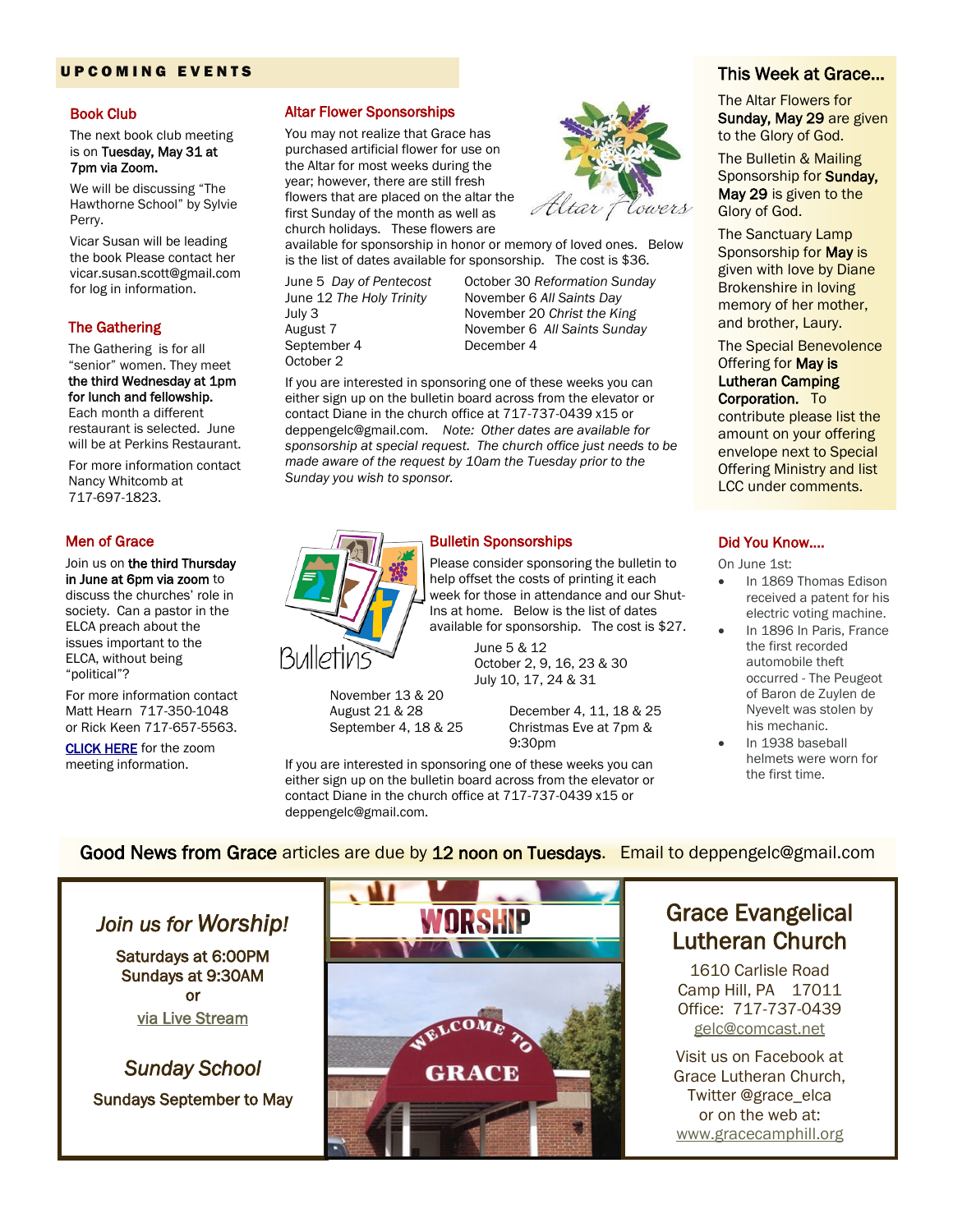## UPCOMING EVENTS

### Book Club

The next book club meeting is on **Tuesday, May 31 at 7pm via Zoom.**

We will be discussing "The Hawthorne School" by Sylvie Perry.

Vicar Susan will be leading the book Please contact her vicar.susan.scott@gmail.com for log in information.

### The Gathering

The Gathering is for all "senior" women. They meet **the third Wednesday at 1pm for lunch and fellowship.** Each month a different restaurant is selected. June will be at Perkins Restaurant.

For more information contact Nancy Whitcomb at 717-697-1823.

### Men of Grace

Join us on **the third Thursday in June at 6pm via zoom** to discuss the churches' role in society. Can a pastor in the ELCA preach about the issues important to the ELCA, without being "political"?

For more information contact Matt Hearn 717-350-1048 or Rick Keen 717-657-5563.

CLICK HERE for the zoom meeting information.

### Altar Flower Sponsorships

You may not realize that Grace has purchased artificial flower for use on the Altar for most weeks during the year; however, there are still fresh flowers that are placed on the altar the first Sunday of the month as well as church holidays. These flowers are available for sponsorship in honor or memory of loved ones. Below is the list of dates available for sponsorship. The cost is $36.

June 5 *Day of Pentecost*
June 12 *The Holy Trinity*
July 3
August 7
September 4
October 2
October 30 *Reformation Sunday*
November 6 *All Saints Day*
November 20 *Christ the King*
November 6 *All Saints Sunday*
December 4

If you are interested in sponsoring one of these weeks you can either sign up on the bulletin board across from the elevator or contact Diane in the church office at 717-737-0439 x15 or deppengelc@gmail.com. *Note: Other dates are available for sponsorship at special request. The church office just needs to be made aware of the request by 10am the Tuesday prior to the Sunday you wish to sponsor.*

### Bulletin Sponsorships

Please consider sponsoring the bulletin to help offset the costs of printing it each week for those in attendance and our Shut-Ins at home. Below is the list of dates available for sponsorship. The cost is $27.

June 5 & 12
July 10, 17, 24 & 31
August 21 & 28
September 4, 18 & 25
October 2, 9, 16, 23 & 30
November 13 & 20
December 4, 11, 18 & 25
Christmas Eve at 7pm & 9:30pm

If you are interested in sponsoring one of these weeks you can either sign up on the bulletin board across from the elevator or contact Diane in the church office at 717-737-0439 x15 or deppengelc@gmail.com.

### This Week at Grace...

The Altar Flowers for **Sunday, May 29** are given to the Glory of God.

The Bulletin & Mailing Sponsorship for **Sunday, May 29** is given to the Glory of God.

The Sanctuary Lamp Sponsorship for **May** is given with love by Diane Brokenshire in loving memory of her mother, and brother, Laury.

The Special Benevolence Offering for **May is Lutheran Camping Corporation.** To contribute please list the amount on your offering envelope next to Special Offering Ministry and list LCC under comments.

### Did You Know....

On June 1st:

- In 1869 Thomas Edison received a patent for his electric voting machine.
- In 1896 In Paris, France the first recorded automobile theft occurred - The Peugeot of Baron de Zuylen de Nyevelt was stolen by his mechanic.
- In 1938 baseball helmets were worn for the first time.

**Good News from Grace** articles are due by **12 noon on Tuesdays**. Email to deppengelc@gmail.com

*Join us for* ***Worship!***

**Saturdays at 6:00PM**
**Sundays at 9:30AM**
**or**
via Live Stream

***Sunday School***

**Sundays September to May**

WORSHIP

WELCOME TO GRACE

## Grace Evangelical Lutheran Church

1610 Carlisle Road
Camp Hill, PA 17011
Office: 717-737-0439
gelc@comcast.net

Visit us on Facebook at Grace Lutheran Church, Twitter @grace_elca or on the web at: www.gracecamphill.org